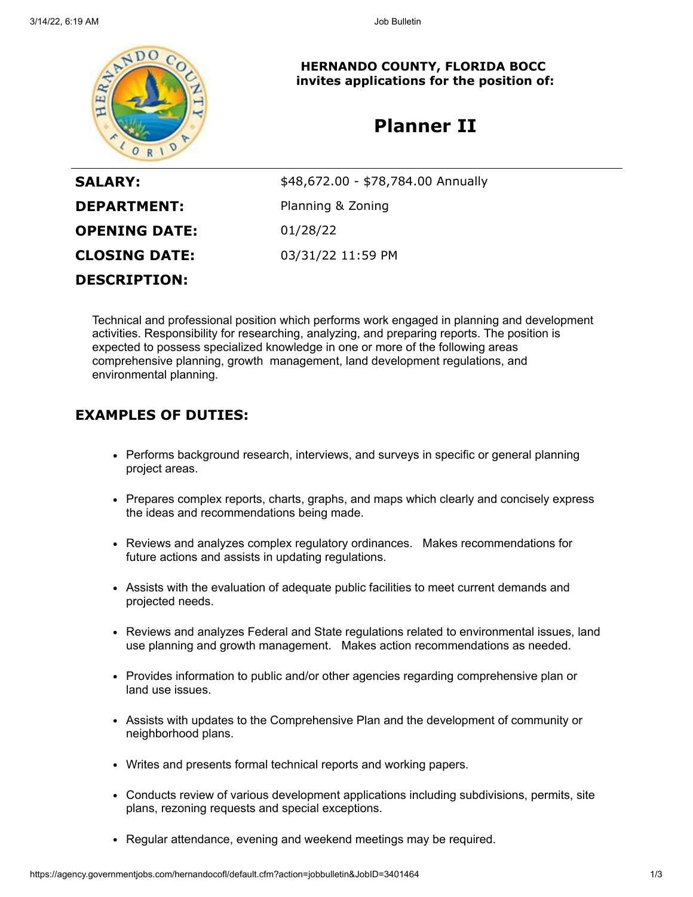**HERNANDO COUNTY, FLORIDA BOCC**
**invites applications for the position of:**

# Planner II

| | |
|---|---|
| **SALARY:** | $48,672.00 - $78,784.00 Annually |
| **DEPARTMENT:** | Planning & Zoning |
| **OPENING DATE:** | 01/28/22 |
| **CLOSING DATE:** | 03/31/22 11:59 PM |

## DESCRIPTION:

Technical and professional position which performs work engaged in planning and development activities. Responsibility for researching, analyzing, and preparing reports. The position is expected to possess specialized knowledge in one or more of the following areas comprehensive planning, growth management, land development regulations, and environmental planning.

## EXAMPLES OF DUTIES:

- Performs background research, interviews, and surveys in specific or general planning project areas.
- Prepares complex reports, charts, graphs, and maps which clearly and concisely express the ideas and recommendations being made.
- Reviews and analyzes complex regulatory ordinances. Makes recommendations for future actions and assists in updating regulations.
- Assists with the evaluation of adequate public facilities to meet current demands and projected needs.
- Reviews and analyzes Federal and State regulations related to environmental issues, land use planning and growth management. Makes action recommendations as needed.
- Provides information to public and/or other agencies regarding comprehensive plan or land use issues.
- Assists with updates to the Comprehensive Plan and the development of community or neighborhood plans.
- Writes and presents formal technical reports and working papers.
- Conducts review of various development applications including subdivisions, permits, site plans, rezoning requests and special exceptions.
- Regular attendance, evening and weekend meetings may be required.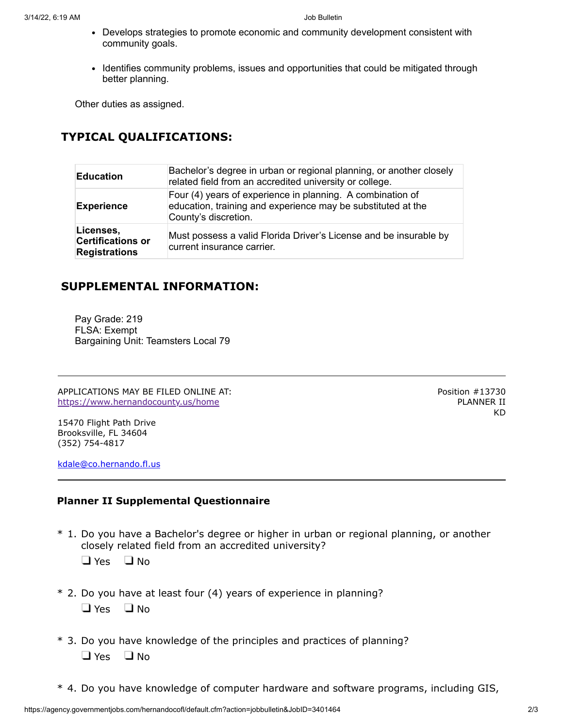- Develops strategies to promote economic and community development consistent with community goals.

- Identifies community problems, issues and opportunities that could be mitigated through better planning.

Other duties as assigned.

## TYPICAL QUALIFICATIONS:

| | |
|---|---|
| **Education** | Bachelor's degree in urban or regional planning, or another closely related field from an accredited university or college. |
| **Experience** | Four (4) years of experience in planning. A combination of education, training and experience may be substituted at the County's discretion. |
| **Licenses, Certifications or Registrations** | Must possess a valid Florida Driver's License and be insurable by current insurance carrier. |

## SUPPLEMENTAL INFORMATION:

Pay Grade: 219
FLSA: Exempt
Bargaining Unit: Teamsters Local 79

---

APPLICATIONS MAY BE FILED ONLINE AT:
https://www.hernandocounty.us/home

15470 Flight Path Drive
Brooksville, FL 34604
(352) 754-4817

kdale@co.hernando.fl.us

Position #13730
PLANNER II
KD

---

### Planner II Supplemental Questionnaire

\* 1. Do you have a Bachelor's degree or higher in urban or regional planning, or another closely related field from an accredited university?

❑ Yes ❑ No

\* 2. Do you have at least four (4) years of experience in planning?

❑ Yes ❑ No

\* 3. Do you have knowledge of the principles and practices of planning?

❑ Yes ❑ No

\* 4. Do you have knowledge of computer hardware and software programs, including GIS,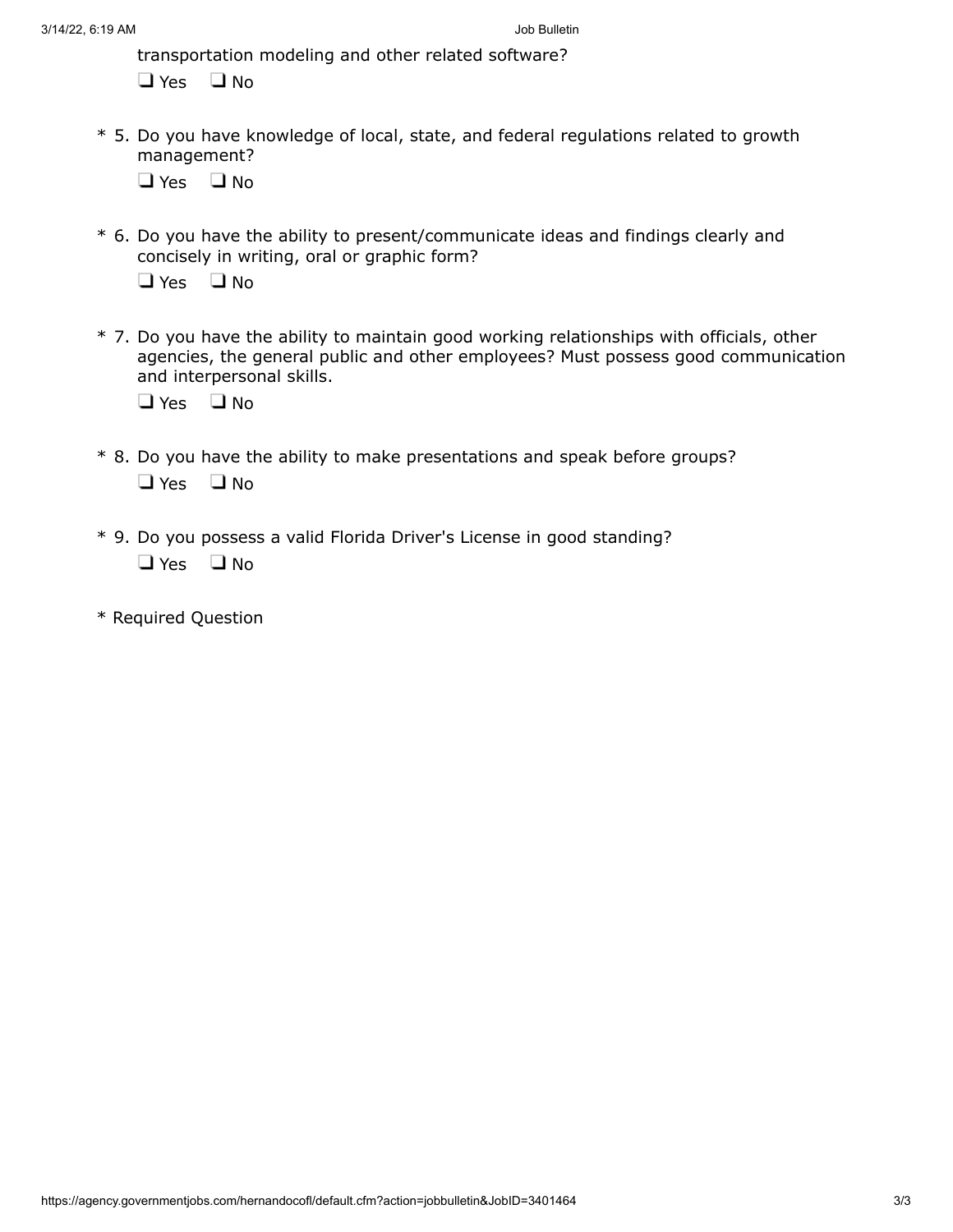transportation modeling and other related software?

❑ Yes ❑ No

\* 5. Do you have knowledge of local, state, and federal regulations related to growth management?

❑ Yes ❑ No

\* 6. Do you have the ability to present/communicate ideas and findings clearly and concisely in writing, oral or graphic form?

❑ Yes ❑ No

\* 7. Do you have the ability to maintain good working relationships with officials, other agencies, the general public and other employees? Must possess good communication and interpersonal skills.

❑ Yes ❑ No

\* 8. Do you have the ability to make presentations and speak before groups?

❑ Yes ❑ No

\* 9. Do you possess a valid Florida Driver's License in good standing?

❑ Yes ❑ No

\* Required Question